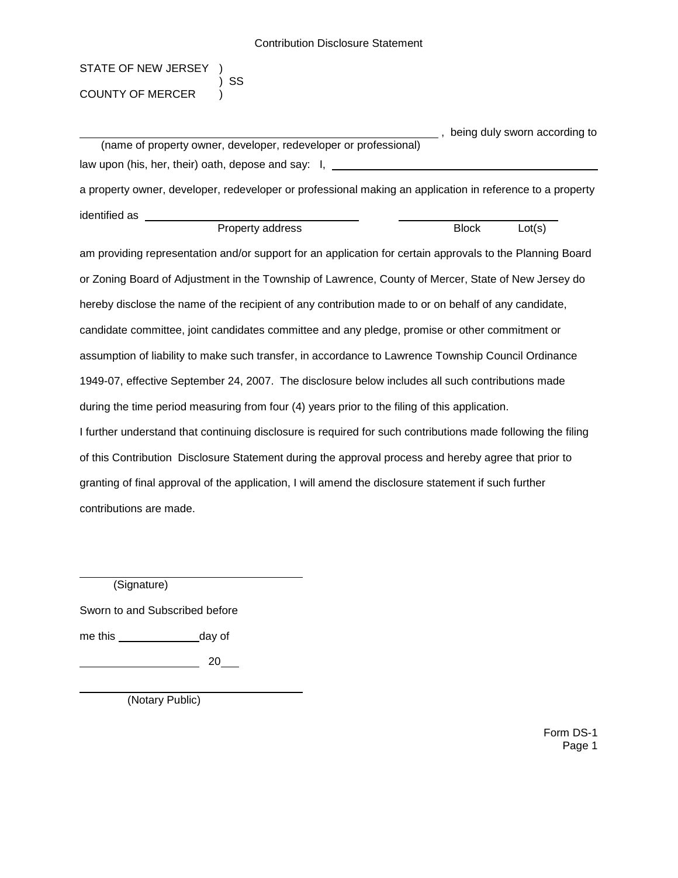# Contribution Disclosure Statement

STATE OF NEW JERSEY )
) SS
COUNTY OF MERCER )

\_\_\_\_\_\_\_\_\_\_\_\_\_\_\_\_\_\_\_\_\_\_\_\_\_\_\_\_\_\_\_\_\_\_\_\_\_\_\_\_\_\_\_\_\_\_\_\_ , being duly sworn according to
(name of property owner, developer, redeveloper or professional)

law upon (his, her, their) oath, depose and say: I, \_\_\_\_\_\_\_\_\_\_\_\_\_\_\_\_\_\_\_\_\_\_\_\_\_\_\_\_\_\_\_\_\_\_\_\_\_\_\_\_

a property owner, developer, redeveloper or professional making an application in reference to a property

identified as \_\_\_\_\_\_\_\_\_\_\_\_\_\_\_\_\_\_\_\_\_\_\_\_\_\_\_\_\_\_ \_\_\_\_\_\_\_\_\_\_\_\_\_\_\_\_\_\_\_\_\_\_\_\_
Property address Block Lot(s)

am providing representation and/or support for an application for certain approvals to the Planning Board or Zoning Board of Adjustment in the Township of Lawrence, County of Mercer, State of New Jersey do hereby disclose the name of the recipient of any contribution made to or on behalf of any candidate, candidate committee, joint candidates committee and any pledge, promise or other commitment or assumption of liability to make such transfer, in accordance to Lawrence Township Council Ordinance 1949-07, effective September 24, 2007. The disclosure below includes all such contributions made during the time period measuring from four (4) years prior to the filing of this application.

I further understand that continuing disclosure is required for such contributions made following the filing of this Contribution Disclosure Statement during the approval process and hereby agree that prior to granting of final approval of the application, I will amend the disclosure statement if such further contributions are made.

\_\_\_\_\_\_\_\_\_\_\_\_\_\_\_\_\_\_\_\_\_\_\_\_\_\_\_\_\_\_
(Signature)

Sworn to and Subscribed before

me this \_\_\_\_\_\_\_\_\_\_\_\_day of

\_\_\_\_\_\_\_\_\_\_\_\_\_\_\_\_\_ 20\_\_\_

\_\_\_\_\_\_\_\_\_\_\_\_\_\_\_\_\_\_\_\_\_\_\_\_\_\_\_\_\_\_
(Notary Public)

Form DS-1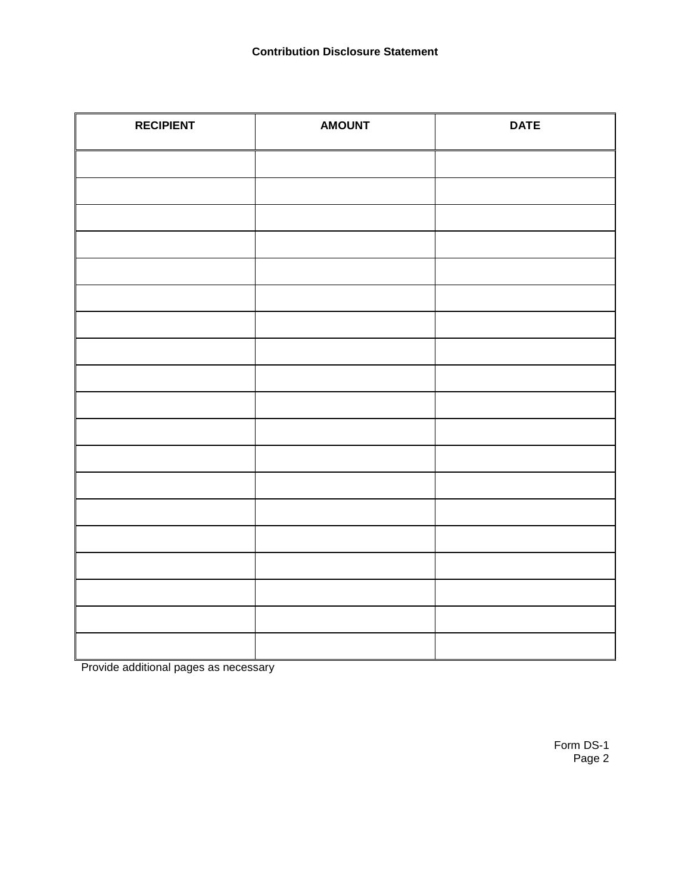**Contribution Disclosure Statement**

| RECIPIENT | AMOUNT | DATE |
|---|---|---|
| | | |
| | | |
| | | |
| | | |
| | | |
| | | |
| | | |
| | | |
| | | |
| | | |
| | | |
| | | |
| | | |
| | | |
| | | |
| | | |
| | | |
| | | |
| | | |

Provide additional pages as necessary

Form DS-1
Page 2